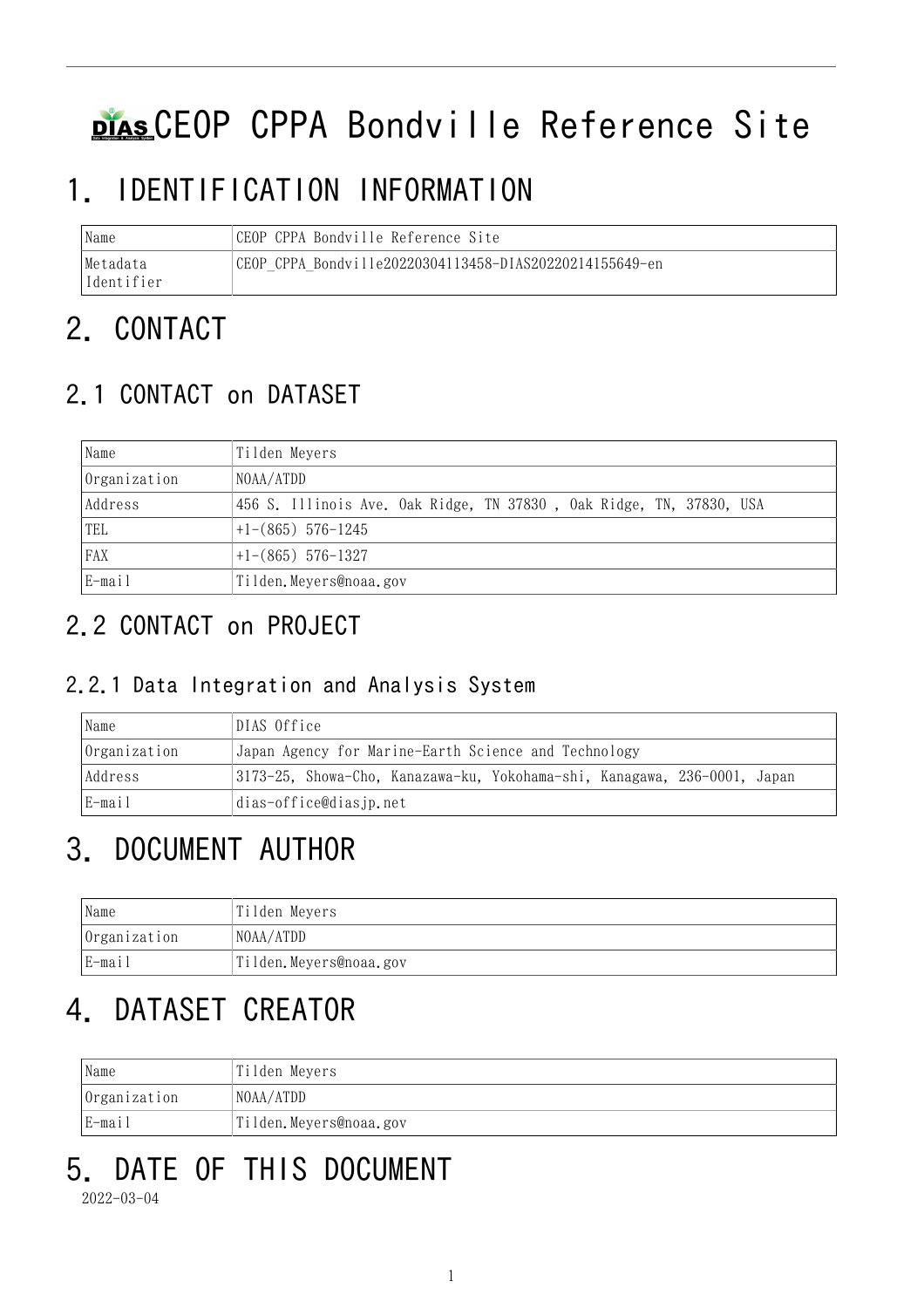# CEOP CPPA Bondville Reference Site

## 1. IDENTIFICATION INFORMATION

| Name | CEOP CPPA Bondville Reference Site |
| --- | --- |
| Metadata Identifier | CEOP_CPPA_Bondville20220304113458-DIAS20220214155649-en |

## 2. CONTACT

### 2.1 CONTACT on DATASET

| Name | Tilden Meyers |
| --- | --- |
| Organization | NOAA/ATDD |
| Address | 456 S. Illinois Ave. Oak Ridge, TN 37830 , Oak Ridge, TN, 37830, USA |
| TEL | +1-(865) 576-1245 |
| FAX | +1-(865) 576-1327 |
| E-mail | Tilden.Meyers@noaa.gov |

### 2.2 CONTACT on PROJECT

#### 2.2.1 Data Integration and Analysis System

| Name | DIAS Office |
| --- | --- |
| Organization | Japan Agency for Marine-Earth Science and Technology |
| Address | 3173-25, Showa-Cho, Kanazawa-ku, Yokohama-shi, Kanagawa, 236-0001, Japan |
| E-mail | dias-office@diasjp.net |

## 3. DOCUMENT AUTHOR

| Name | Tilden Meyers |
| --- | --- |
| Organization | NOAA/ATDD |
| E-mail | Tilden.Meyers@noaa.gov |

## 4. DATASET CREATOR

| Name | Tilden Meyers |
| --- | --- |
| Organization | NOAA/ATDD |
| E-mail | Tilden.Meyers@noaa.gov |

## 5. DATE OF THIS DOCUMENT

2022-03-04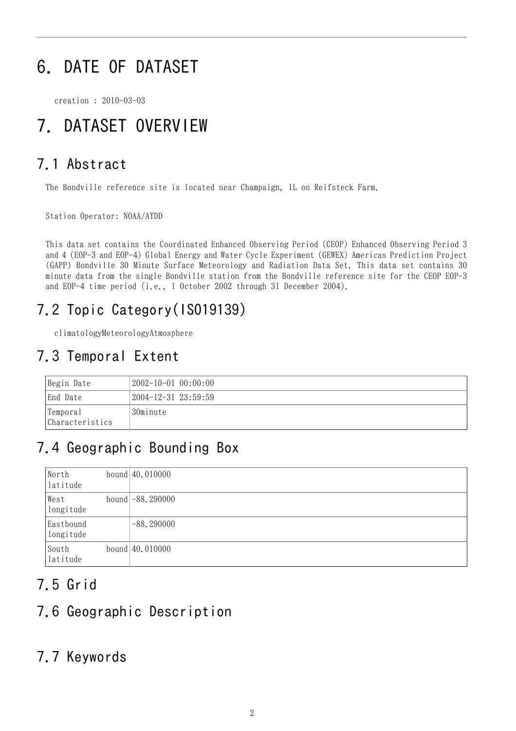# 6. DATE OF DATASET

creation : 2010-03-03

# 7. DATASET OVERVIEW

## 7.1 Abstract

The Bondville reference site is located near Champaign, IL on Reifsteck Farm.

Station Operator: NOAA/ATDD

This data set contains the Coordinated Enhanced Observing Period (CEOP) Enhanced Observing Period 3 and 4 (EOP-3 and EOP-4) Global Energy and Water Cycle Experiment (GEWEX) Americas Prediction Project (GAPP) Bondville 30 Minute Surface Meteorology and Radiation Data Set. This data set contains 30 minute data from the single Bondville station from the Bondville reference site for the CEOP EOP-3 and EOP-4 time period (i.e., 1 October 2002 through 31 December 2004).

## 7.2 Topic Category(ISO19139)

climatologyMeteorologyAtmosphere

## 7.3 Temporal Extent

| | |
|---|---|
| Begin Date | 2002-10-01 00:00:00 |
| End Date | 2004-12-31 23:59:59 |
| Temporal Characteristics | 30minute |

## 7.4 Geographic Bounding Box

| | |
|---|---|
| North bound latitude | 40.010000 |
| West bound longitude | -88.290000 |
| Eastbound longitude | -88.290000 |
| South bound latitude | 40.010000 |

## 7.5 Grid

## 7.6 Geographic Description

## 7.7 Keywords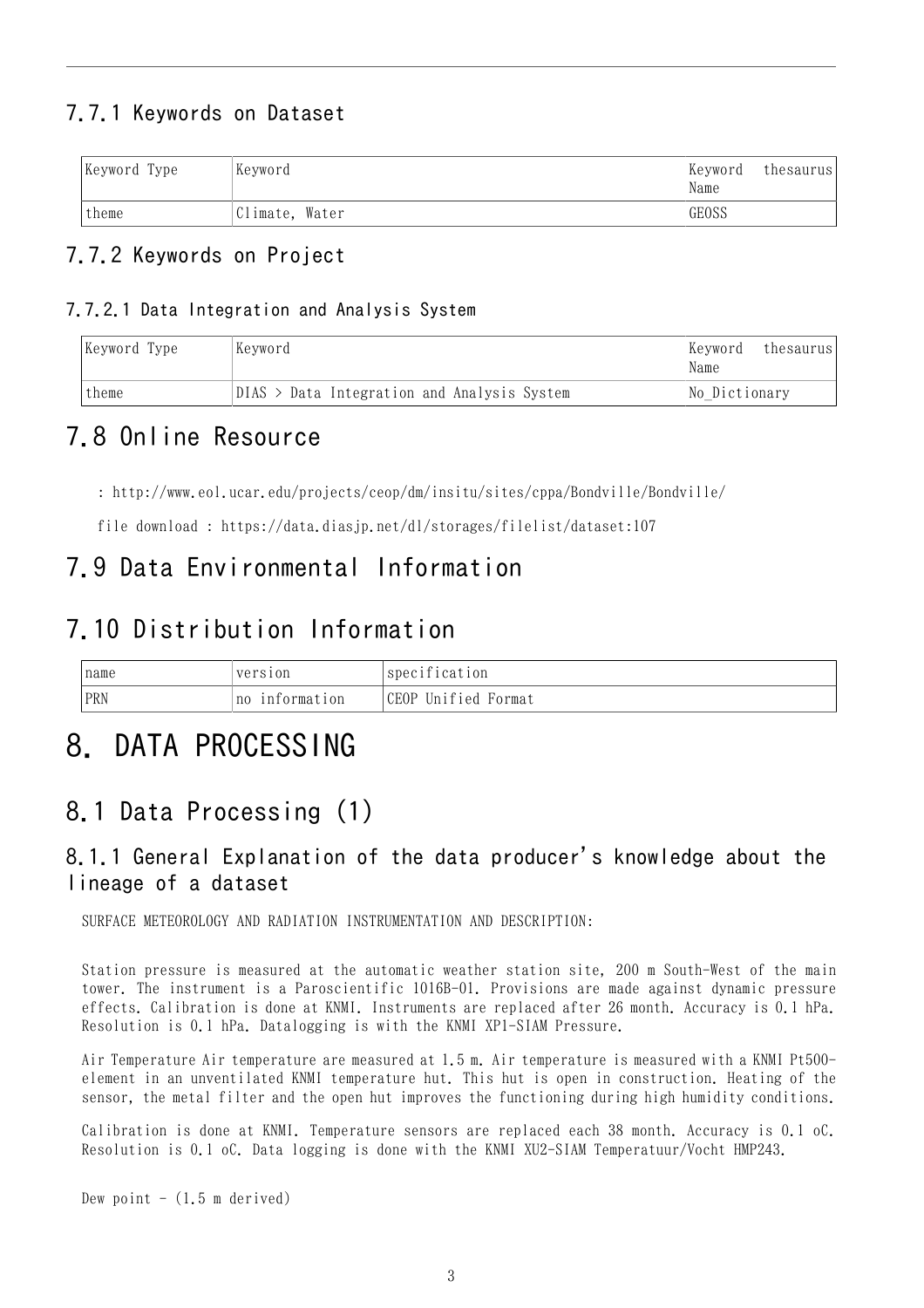### 7.7.1 Keywords on Dataset

| Keyword Type | Keyword | Keyword thesaurus Name |
|---|---|---|
| theme | Climate, Water | GEOSS |

### 7.7.2 Keywords on Project

#### 7.7.2.1 Data Integration and Analysis System

| Keyword Type | Keyword | Keyword thesaurus Name |
|---|---|---|
| theme | DIAS > Data Integration and Analysis System | No_Dictionary |

## 7.8 Online Resource

: http://www.eol.ucar.edu/projects/ceop/dm/insitu/sites/cppa/Bondville/Bondville/

file download : https://data.diasjp.net/dl/storages/filelist/dataset:107

## 7.9 Data Environmental Information

## 7.10 Distribution Information

| name | version | specification |
|---|---|---|
| PRN | no information | CEOP Unified Format |

# 8. DATA PROCESSING

## 8.1 Data Processing (1)

### 8.1.1 General Explanation of the data producer's knowledge about the lineage of a dataset

SURFACE METEOROLOGY AND RADIATION INSTRUMENTATION AND DESCRIPTION:

Station pressure is measured at the automatic weather station site, 200 m South-West of the main tower. The instrument is a Paroscientific 1016B-01. Provisions are made against dynamic pressure effects. Calibration is done at KNMI. Instruments are replaced after 26 month. Accuracy is 0.1 hPa. Resolution is 0.1 hPa. Datalogging is with the KNMI XP1-SIAM Pressure.

Air Temperature Air temperature are measured at 1.5 m. Air temperature is measured with a KNMI Pt500-element in an unventilated KNMI temperature hut. This hut is open in construction. Heating of the sensor, the metal filter and the open hut improves the functioning during high humidity conditions.

Calibration is done at KNMI. Temperature sensors are replaced each 38 month. Accuracy is 0.1 oC. Resolution is 0.1 oC. Data logging is done with the KNMI XU2-SIAM Temperatuur/Vocht HMP243.

Dew point - (1.5 m derived)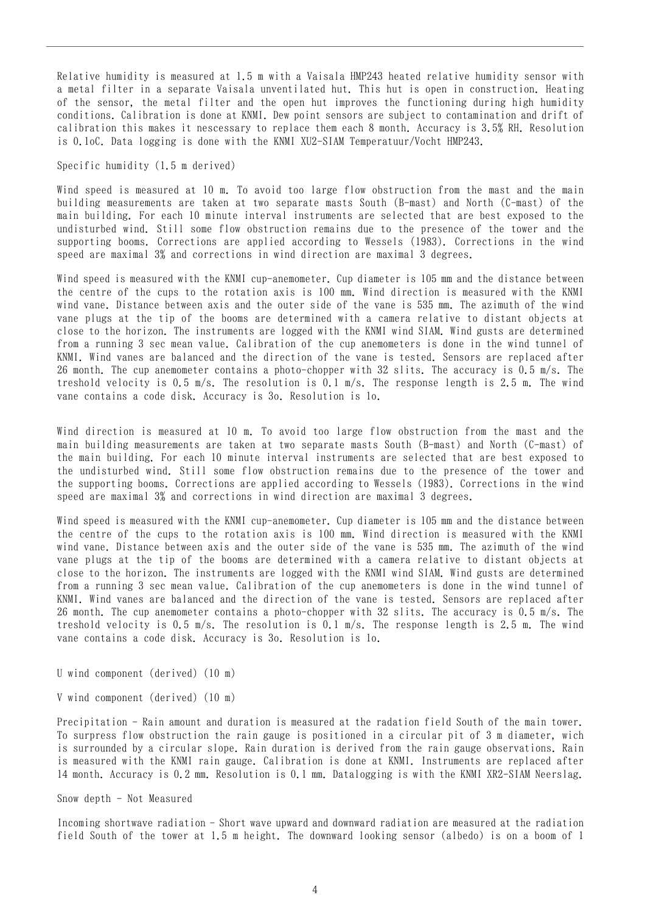Relative humidity is measured at 1.5 m with a Vaisala HMP243 heated relative humidity sensor with a metal filter in a separate Vaisala unventilated hut. This hut is open in construction. Heating of the sensor, the metal filter and the open hut improves the functioning during high humidity conditions. Calibration is done at KNMI. Dew point sensors are subject to contamination and drift of calibration this makes it nescessary to replace them each 8 month. Accuracy is 3.5% RH. Resolution is 0.1oC. Data logging is done with the KNMI XU2-SIAM Temperatuur/Vocht HMP243.

Specific humidity (1.5 m derived)

Wind speed is measured at 10 m. To avoid too large flow obstruction from the mast and the main building measurements are taken at two separate masts South (B-mast) and North (C-mast) of the main building. For each 10 minute interval instruments are selected that are best exposed to the undisturbed wind. Still some flow obstruction remains due to the presence of the tower and the supporting booms. Corrections are applied according to Wessels (1983). Corrections in the wind speed are maximal 3% and corrections in wind direction are maximal 3 degrees.

Wind speed is measured with the KNMI cup-anemometer. Cup diameter is 105 mm and the distance between the centre of the cups to the rotation axis is 100 mm. Wind direction is measured with the KNMI wind vane. Distance between axis and the outer side of the vane is 535 mm. The azimuth of the wind vane plugs at the tip of the booms are determined with a camera relative to distant objects at close to the horizon. The instruments are logged with the KNMI wind SIAM. Wind gusts are determined from a running 3 sec mean value. Calibration of the cup anemometers is done in the wind tunnel of KNMI. Wind vanes are balanced and the direction of the vane is tested. Sensors are replaced after 26 month. The cup anemometer contains a photo-chopper with 32 slits. The accuracy is 0.5 m/s. The treshold velocity is 0.5 m/s. The resolution is 0.1 m/s. The response length is 2.5 m. The wind vane contains a code disk. Accuracy is 3o. Resolution is 1o.

Wind direction is measured at 10 m. To avoid too large flow obstruction from the mast and the main building measurements are taken at two separate masts South (B-mast) and North (C-mast) of the main building. For each 10 minute interval instruments are selected that are best exposed to the undisturbed wind. Still some flow obstruction remains due to the presence of the tower and the supporting booms. Corrections are applied according to Wessels (1983). Corrections in the wind speed are maximal 3% and corrections in wind direction are maximal 3 degrees.

Wind speed is measured with the KNMI cup-anemometer. Cup diameter is 105 mm and the distance between the centre of the cups to the rotation axis is 100 mm. Wind direction is measured with the KNMI wind vane. Distance between axis and the outer side of the vane is 535 mm. The azimuth of the wind vane plugs at the tip of the booms are determined with a camera relative to distant objects at close to the horizon. The instruments are logged with the KNMI wind SIAM. Wind gusts are determined from a running 3 sec mean value. Calibration of the cup anemometers is done in the wind tunnel of KNMI. Wind vanes are balanced and the direction of the vane is tested. Sensors are replaced after 26 month. The cup anemometer contains a photo-chopper with 32 slits. The accuracy is 0.5 m/s. The treshold velocity is 0.5 m/s. The resolution is 0.1 m/s. The response length is 2.5 m. The wind vane contains a code disk. Accuracy is 3o. Resolution is 1o.

U wind component (derived) (10 m)

V wind component (derived) (10 m)

Precipitation - Rain amount and duration is measured at the radiation field South of the main tower. To surpress flow obstruction the rain gauge is positioned in a circular pit of 3 m diameter, wich is surrounded by a circular slope. Rain duration is derived from the rain gauge observations. Rain is measured with the KNMI rain gauge. Calibration is done at KNMI. Instruments are replaced after 14 month. Accuracy is 0.2 mm. Resolution is 0.1 mm. Datalogging is with the KNMI XR2-SIAM Neerslag.

Snow depth - Not Measured

Incoming shortwave radiation - Short wave upward and downward radiation are measured at the radiation field South of the tower at 1.5 m height. The downward looking sensor (albedo) is on a boom of 1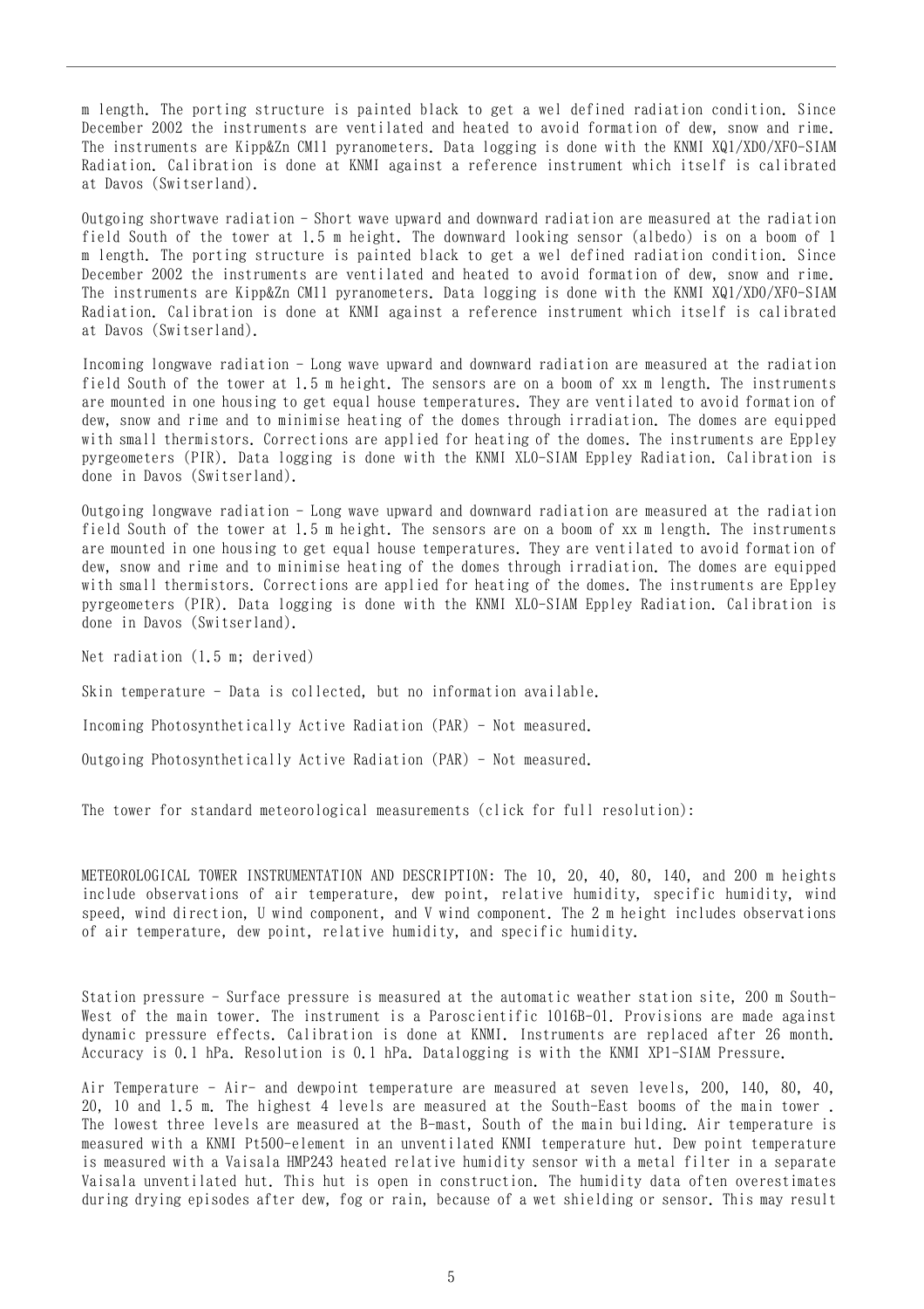m length. The porting structure is painted black to get a wel defined radiation condition. Since December 2002 the instruments are ventilated and heated to avoid formation of dew, snow and rime. The instruments are Kipp&Zn CM11 pyranometers. Data logging is done with the KNMI XQ1/XD0/XF0-SIAM Radiation. Calibration is done at KNMI against a reference instrument which itself is calibrated at Davos (Switserland).

Outgoing shortwave radiation - Short wave upward and downward radiation are measured at the radiation field South of the tower at 1.5 m height. The downward looking sensor (albedo) is on a boom of 1 m length. The porting structure is painted black to get a wel defined radiation condition. Since December 2002 the instruments are ventilated and heated to avoid formation of dew, snow and rime. The instruments are Kipp&Zn CM11 pyranometers. Data logging is done with the KNMI XQ1/XD0/XF0-SIAM Radiation. Calibration is done at KNMI against a reference instrument which itself is calibrated at Davos (Switserland).

Incoming longwave radiation - Long wave upward and downward radiation are measured at the radiation field South of the tower at 1.5 m height. The sensors are on a boom of xx m length. The instruments are mounted in one housing to get equal house temperatures. They are ventilated to avoid formation of dew, snow and rime and to minimise heating of the domes through irradiation. The domes are equipped with small thermistors. Corrections are applied for heating of the domes. The instruments are Eppley pyrgeometers (PIR). Data logging is done with the KNMI XL0-SIAM Eppley Radiation. Calibration is done in Davos (Switserland).

Outgoing longwave radiation - Long wave upward and downward radiation are measured at the radiation field South of the tower at 1.5 m height. The sensors are on a boom of xx m length. The instruments are mounted in one housing to get equal house temperatures. They are ventilated to avoid formation of dew, snow and rime and to minimise heating of the domes through irradiation. The domes are equipped with small thermistors. Corrections are applied for heating of the domes. The instruments are Eppley pyrgeometers (PIR). Data logging is done with the KNMI XL0-SIAM Eppley Radiation. Calibration is done in Davos (Switserland).

Net radiation (1.5 m; derived)

Skin temperature - Data is collected, but no information available.

Incoming Photosynthetically Active Radiation (PAR) - Not measured.

Outgoing Photosynthetically Active Radiation (PAR) - Not measured.

The tower for standard meteorological measurements (click for full resolution):

METEOROLOGICAL TOWER INSTRUMENTATION AND DESCRIPTION: The 10, 20, 40, 80, 140, and 200 m heights include observations of air temperature, dew point, relative humidity, specific humidity, wind speed, wind direction, U wind component, and V wind component. The 2 m height includes observations of air temperature, dew point, relative humidity, and specific humidity.

Station pressure - Surface pressure is measured at the automatic weather station site, 200 m South-West of the main tower. The instrument is a Paroscientific 1016B-01. Provisions are made against dynamic pressure effects. Calibration is done at KNMI. Instruments are replaced after 26 month. Accuracy is 0.1 hPa. Resolution is 0.1 hPa. Datalogging is with the KNMI XP1-SIAM Pressure.

Air Temperature - Air- and dewpoint temperature are measured at seven levels, 200, 140, 80, 40, 20, 10 and 1.5 m. The highest 4 levels are measured at the South-East booms of the main tower . The lowest three levels are measured at the B-mast, South of the main building. Air temperature is measured with a KNMI Pt500-element in an unventilated KNMI temperature hut. Dew point temperature is measured with a Vaisala HMP243 heated relative humidity sensor with a metal filter in a separate Vaisala unventilated hut. This hut is open in construction. The humidity data often overestimates during drying episodes after dew, fog or rain, because of a wet shielding or sensor. This may result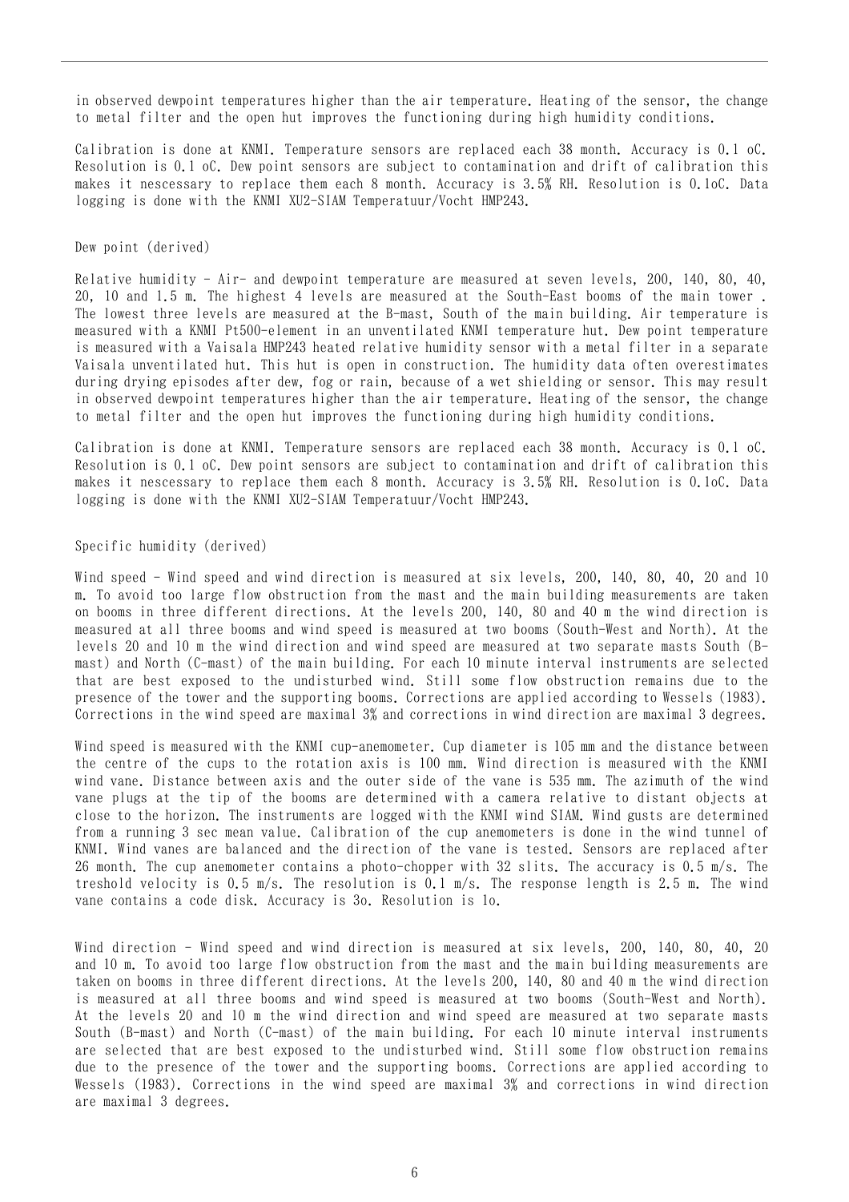in observed dewpoint temperatures higher than the air temperature. Heating of the sensor, the change to metal filter and the open hut improves the functioning during high humidity conditions.

Calibration is done at KNMI. Temperature sensors are replaced each 38 month. Accuracy is 0.1 oC. Resolution is 0.1 oC. Dew point sensors are subject to contamination and drift of calibration this makes it nescessary to replace them each 8 month. Accuracy is 3.5% RH. Resolution is 0.1oC. Data logging is done with the KNMI XU2-SIAM Temperatuur/Vocht HMP243.

Dew point (derived)

Relative humidity - Air- and dewpoint temperature are measured at seven levels, 200, 140, 80, 40, 20, 10 and 1.5 m. The highest 4 levels are measured at the South-East booms of the main tower . The lowest three levels are measured at the B-mast, South of the main building. Air temperature is measured with a KNMI Pt500-element in an unventilated KNMI temperature hut. Dew point temperature is measured with a Vaisala HMP243 heated relative humidity sensor with a metal filter in a separate Vaisala unventilated hut. This hut is open in construction. The humidity data often overestimates during drying episodes after dew, fog or rain, because of a wet shielding or sensor. This may result in observed dewpoint temperatures higher than the air temperature. Heating of the sensor, the change to metal filter and the open hut improves the functioning during high humidity conditions.

Calibration is done at KNMI. Temperature sensors are replaced each 38 month. Accuracy is 0.1 oC. Resolution is 0.1 oC. Dew point sensors are subject to contamination and drift of calibration this makes it nescessary to replace them each 8 month. Accuracy is 3.5% RH. Resolution is 0.1oC. Data logging is done with the KNMI XU2-SIAM Temperatuur/Vocht HMP243.

Specific humidity (derived)

Wind speed - Wind speed and wind direction is measured at six levels, 200, 140, 80, 40, 20 and 10 m. To avoid too large flow obstruction from the mast and the main building measurements are taken on booms in three different directions. At the levels 200, 140, 80 and 40 m the wind direction is measured at all three booms and wind speed is measured at two booms (South-West and North). At the levels 20 and 10 m the wind direction and wind speed are measured at two separate masts South (B-mast) and North (C-mast) of the main building. For each 10 minute interval instruments are selected that are best exposed to the undisturbed wind. Still some flow obstruction remains due to the presence of the tower and the supporting booms. Corrections are applied according to Wessels (1983). Corrections in the wind speed are maximal 3% and corrections in wind direction are maximal 3 degrees.

Wind speed is measured with the KNMI cup-anemometer. Cup diameter is 105 mm and the distance between the centre of the cups to the rotation axis is 100 mm. Wind direction is measured with the KNMI wind vane. Distance between axis and the outer side of the vane is 535 mm. The azimuth of the wind vane plugs at the tip of the booms are determined with a camera relative to distant objects at close to the horizon. The instruments are logged with the KNMI wind SIAM. Wind gusts are determined from a running 3 sec mean value. Calibration of the cup anemometers is done in the wind tunnel of KNMI. Wind vanes are balanced and the direction of the vane is tested. Sensors are replaced after 26 month. The cup anemometer contains a photo-chopper with 32 slits. The accuracy is 0.5 m/s. The treshold velocity is 0.5 m/s. The resolution is 0.1 m/s. The response length is 2.5 m. The wind vane contains a code disk. Accuracy is 3o. Resolution is 1o.

Wind direction - Wind speed and wind direction is measured at six levels, 200, 140, 80, 40, 20 and 10 m. To avoid too large flow obstruction from the mast and the main building measurements are taken on booms in three different directions. At the levels 200, 140, 80 and 40 m the wind direction is measured at all three booms and wind speed is measured at two booms (South-West and North). At the levels 20 and 10 m the wind direction and wind speed are measured at two separate masts South (B-mast) and North (C-mast) of the main building. For each 10 minute interval instruments are selected that are best exposed to the undisturbed wind. Still some flow obstruction remains due to the presence of the tower and the supporting booms. Corrections are applied according to Wessels (1983). Corrections in the wind speed are maximal 3% and corrections in wind direction are maximal 3 degrees.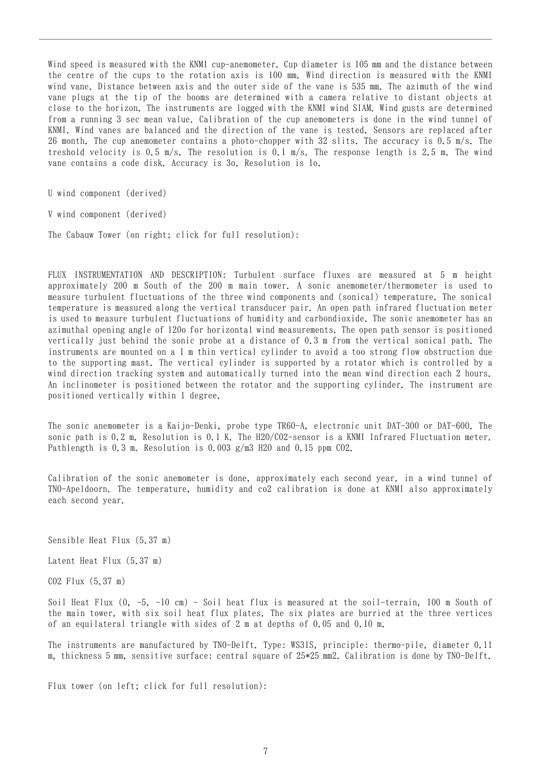Wind speed is measured with the KNMI cup-anemometer. Cup diameter is 105 mm and the distance between the centre of the cups to the rotation axis is 100 mm. Wind direction is measured with the KNMI wind vane. Distance between axis and the outer side of the vane is 535 mm. The azimuth of the wind vane plugs at the tip of the booms are determined with a camera relative to distant objects at close to the horizon. The instruments are logged with the KNMI wind SIAM. Wind gusts are determined from a running 3 sec mean value. Calibration of the cup anemometers is done in the wind tunnel of KNMI. Wind vanes are balanced and the direction of the vane is tested. Sensors are replaced after 26 month. The cup anemometer contains a photo-chopper with 32 slits. The accuracy is 0.5 m/s. The treshold velocity is 0.5 m/s. The resolution is 0.1 m/s. The response length is 2.5 m. The wind vane contains a code disk. Accuracy is 3o. Resolution is 1o.

U wind component (derived)

V wind component (derived)

The Cabauw Tower (on right; click for full resolution):

FLUX INSTRUMENTATION AND DESCRIPTION: Turbulent surface fluxes are measured at 5 m height approximately 200 m South of the 200 m main tower. A sonic anemometer/thermometer is used to measure turbulent fluctuations of the three wind components and (sonical) temperature. The sonical temperature is measured along the vertical transducer pair. An open path infrared fluctuation meter is used to measure turbulent fluctuations of humidity and carbondioxide. The sonic anemometer has an azimuthal opening angle of 120o for horizontal wind measurements. The open path sensor is positioned vertically just behind the sonic probe at a distance of 0.3 m from the vertical sonical path. The instruments are mounted on a 1 m thin vertical cylinder to avoid a too strong flow obstruction due to the supporting mast. The vertical cylinder is supported by a rotator which is controlled by a wind direction tracking system and automatically turned into the mean wind direction each 2 hours. An inclinometer is positioned between the rotator and the supporting cylinder. The instrument are positioned vertically within 1 degree.

The sonic anemometer is a Kaijo-Denki, probe type TR60-A, electronic unit DAT-300 or DAT-600. The sonic path is 0.2 m. Resolution is 0.1 K. The $H_2O/CO_2$-sensor is a KNMI Infrared Fluctuation meter. Pathlength is 0.3 m. Resolution is 0.003 g/m3 $H_2O$ and 0.15 ppm $CO_2$.

Calibration of the sonic anemometer is done, approximately each second year, in a wind tunnel of TNO-Apeldoorn. The temperature, humidity and co2 calibration is done at KNMI also approximately each second year.

Sensible Heat Flux (5.37 m)

Latent Heat Flux (5.37 m)

$CO_2$ Flux (5.37 m)

Soil Heat Flux (0, -5, -10 cm) - Soil heat flux is measured at the soil-terrain, 100 m South of the main tower, with six soil heat flux plates. The six plates are burried at the three vertices of an equilateral triangle with sides of 2 m at depths of 0.05 and 0.10 m.

The instruments are manufactured by TNO-Delft. Type: WS31S, principle: thermo-pile, diameter 0.11 m, thickness 5 mm, sensitive surface: central square of 25*25 mm2. Calibration is done by TNO-Delft.

Flux tower (on left; click for full resolution):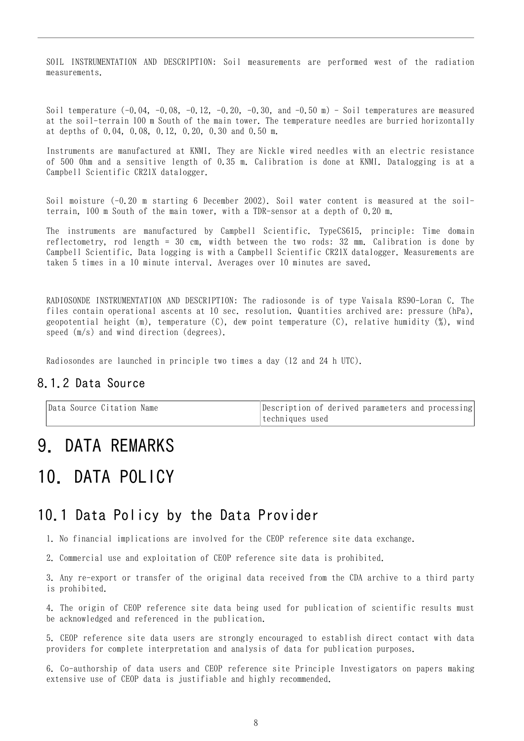SOIL INSTRUMENTATION AND DESCRIPTION: Soil measurements are performed west of the radiation measurements.

Soil temperature (-0.04, -0.08, -0.12, -0.20, -0.30, and -0.50 m) - Soil temperatures are measured at the soil-terrain 100 m South of the main tower. The temperature needles are burried horizontally at depths of 0.04, 0.08, 0.12, 0.20, 0.30 and 0.50 m.

Instruments are manufactured at KNMI. They are Nickle wired needles with an electric resistance of 500 Ohm and a sensitive length of 0.35 m. Calibration is done at KNMI. Datalogging is at a Campbell Scientific CR21X datalogger.

Soil moisture (-0.20 m starting 6 December 2002). Soil water content is measured at the soil-terrain, 100 m South of the main tower, with a TDR-sensor at a depth of 0.20 m.

The instruments are manufactured by Campbell Scientific. TypeCS615, principle: Time domain reflectometry, rod length = 30 cm, width between the two rods: 32 mm. Calibration is done by Campbell Scientific. Data logging is with a Campbell Scientific CR21X datalogger. Measurements are taken 5 times in a 10 minute interval. Averages over 10 minutes are saved.

RADIOSONDE INSTRUMENTATION AND DESCRIPTION: The radiosonde is of type Vaisala RS90-Loran C. The files contain operational ascents at 10 sec. resolution. Quantities archived are: pressure (hPa), geopotential height (m), temperature (C), dew point temperature (C), relative humidity (%), wind speed (m/s) and wind direction (degrees).

Radiosondes are launched in principle two times a day (12 and 24 h UTC).

### 8.1.2 Data Source

| Data Source Citation Name | Description of derived parameters and processing techniques used |
|---|---|

# 9. DATA REMARKS

# 10. DATA POLICY

## 10.1 Data Policy by the Data Provider

1. No financial implications are involved for the CEOP reference site data exchange.

2. Commercial use and exploitation of CEOP reference site data is prohibited.

3. Any re-export or transfer of the original data received from the CDA archive to a third party is prohibited.

4. The origin of CEOP reference site data being used for publication of scientific results must be acknowledged and referenced in the publication.

5. CEOP reference site data users are strongly encouraged to establish direct contact with data providers for complete interpretation and analysis of data for publication purposes.

6. Co-authorship of data users and CEOP reference site Principle Investigators on papers making extensive use of CEOP data is justifiable and highly recommended.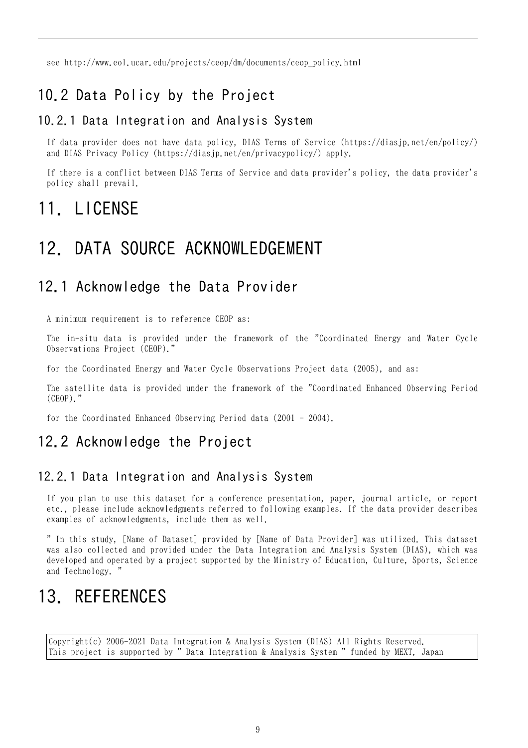see http://www.eol.ucar.edu/projects/ceop/dm/documents/ceop_policy.html

## 10.2 Data Policy by the Project

### 10.2.1 Data Integration and Analysis System

If data provider does not have data policy, DIAS Terms of Service (https://diasjp.net/en/policy/) and DIAS Privacy Policy (https://diasjp.net/en/privacypolicy/) apply.

If there is a conflict between DIAS Terms of Service and data provider's policy, the data provider's policy shall prevail.

# 11. LICENSE

# 12. DATA SOURCE ACKNOWLEDGEMENT

## 12.1 Acknowledge the Data Provider

A minimum requirement is to reference CEOP as:

The in-situ data is provided under the framework of the "Coordinated Energy and Water Cycle Observations Project (CEOP)."

for the Coordinated Energy and Water Cycle Observations Project data (2005), and as:

The satellite data is provided under the framework of the "Coordinated Enhanced Observing Period (CEOP)."

for the Coordinated Enhanced Observing Period data (2001 - 2004).

## 12.2 Acknowledge the Project

### 12.2.1 Data Integration and Analysis System

If you plan to use this dataset for a conference presentation, paper, journal article, or report etc., please include acknowledgments referred to following examples. If the data provider describes examples of acknowledgments, include them as well.

" In this study, [Name of Dataset] provided by [Name of Data Provider] was utilized. This dataset was also collected and provided under the Data Integration and Analysis System (DIAS), which was developed and operated by a project supported by the Ministry of Education, Culture, Sports, Science and Technology. "

# 13. REFERENCES

Copyright(c) 2006-2021 Data Integration & Analysis System (DIAS) All Rights Reserved.
This project is supported by " Data Integration & Analysis System " funded by MEXT, Japan